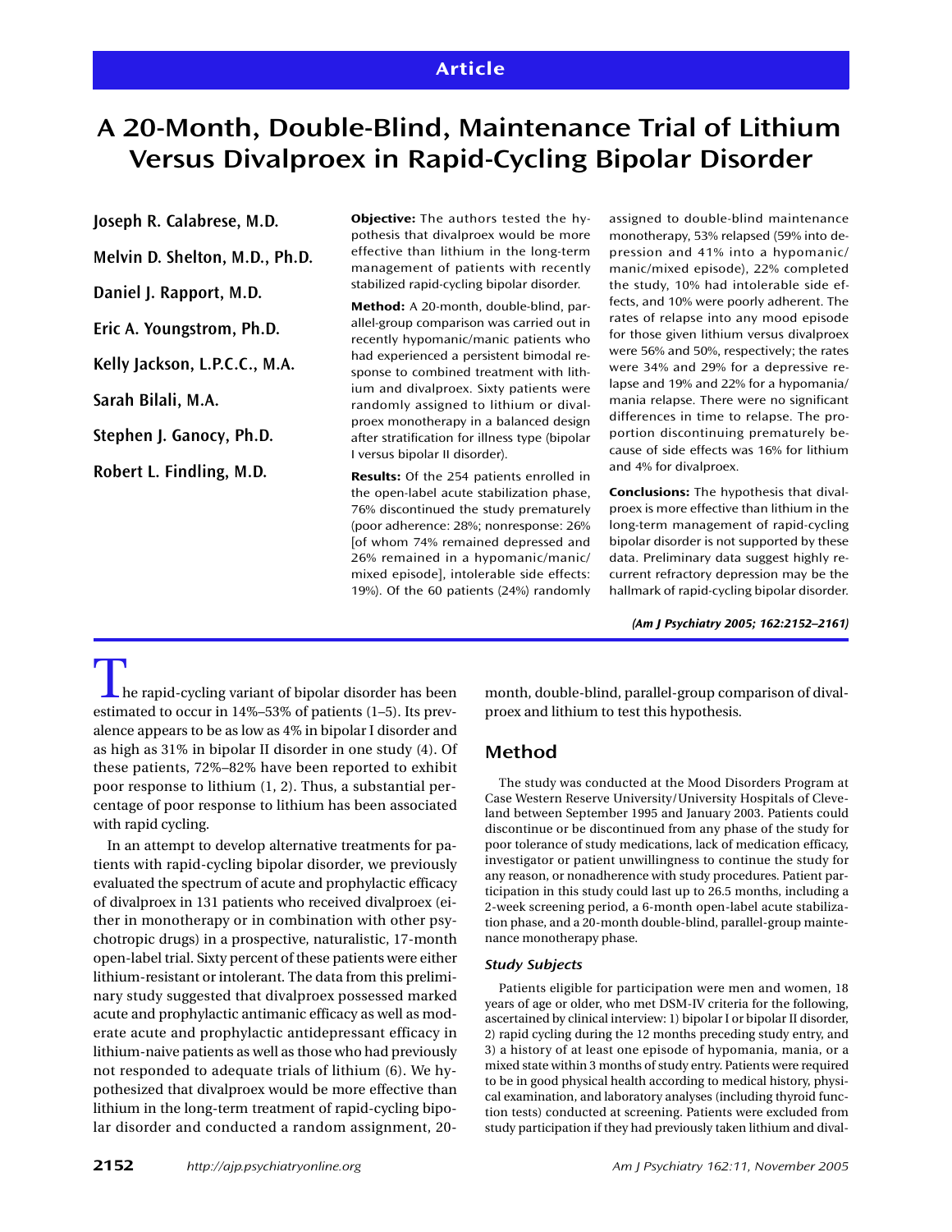Article

# A 20-Month, Double-Blind, Maintenance Trial of Lithium Versus Divalproex in Rapid-Cycling Bipolar Disorder

**Joseph R. Calabrese, M.D.**

**Melvin D. Shelton, M.D., Ph.D.**

**Daniel J. Rapport, M.D.**

**Eric A. Youngstrom, Ph.D.**

**Kelly Jackson, L.P.C.C., M.A.**

**Sarah Bilali, M.A.**

**Stephen J. Ganocy, Ph.D.**

**Robert L. Findling, M.D.**

**Objective:** The authors tested the hypothesis that divalproex would be more effective than lithium in the long-term management of patients with recently stabilized rapid-cycling bipolar disorder.

**Method:** A 20-month, double-blind, parallel-group comparison was carried out in recently hypomanic/manic patients who had experienced a persistent bimodal response to combined treatment with lithium and divalproex. Sixty patients were randomly assigned to lithium or divalproex monotherapy in a balanced design after stratification for illness type (bipolar I versus bipolar II disorder).

**Results:** Of the 254 patients enrolled in the open-label acute stabilization phase, 76% discontinued the study prematurely (poor adherence: 28%; nonresponse: 26% [of whom 74% remained depressed and 26% remained in a hypomanic/manic/mixed episode], intolerable side effects: 19%). Of the 60 patients (24%) randomly assigned to double-blind maintenance monotherapy, 53% relapsed (59% into depression and 41% into a hypomanic/manic/mixed episode), 22% completed the study, 10% had intolerable side effects, and 10% were poorly adherent. The rates of relapse into any mood episode for those given lithium versus divalproex were 56% and 50%, respectively; the rates were 34% and 29% for a depressive relapse and 19% and 22% for a hypomania/mania relapse. There were no significant differences in time to relapse. The proportion discontinuing prematurely because of side effects was 16% for lithium and 4% for divalproex.

**Conclusions:** The hypothesis that divalproex is more effective than lithium in the long-term management of rapid-cycling bipolar disorder is not supported by these data. Preliminary data suggest highly recurrent refractory depression may be the hallmark of rapid-cycling bipolar disorder.

*(Am J Psychiatry 2005; 162:2152–2161)*

The rapid-cycling variant of bipolar disorder has been estimated to occur in 14%–53% of patients (1–5). Its prevalence appears to be as low as 4% in bipolar I disorder and as high as 31% in bipolar II disorder in one study (4). Of these patients, 72%–82% have been reported to exhibit poor response to lithium (1, 2). Thus, a substantial percentage of poor response to lithium has been associated with rapid cycling.

In an attempt to develop alternative treatments for patients with rapid-cycling bipolar disorder, we previously evaluated the spectrum of acute and prophylactic efficacy of divalproex in 131 patients who received divalproex (either in monotherapy or in combination with other psychotropic drugs) in a prospective, naturalistic, 17-month open-label trial. Sixty percent of these patients were either lithium-resistant or intolerant. The data from this preliminary study suggested that divalproex possessed marked acute and prophylactic antimanic efficacy as well as moderate acute and prophylactic antidepressant efficacy in lithium-naive patients as well as those who had previously not responded to adequate trials of lithium (6). We hypothesized that divalproex would be more effective than lithium in the long-term treatment of rapid-cycling bipolar disorder and conducted a random assignment, 20-month, double-blind, parallel-group comparison of divalproex and lithium to test this hypothesis.

## Method

The study was conducted at the Mood Disorders Program at Case Western Reserve University/University Hospitals of Cleveland between September 1995 and January 2003. Patients could discontinue or be discontinued from any phase of the study for poor tolerance of study medications, lack of medication efficacy, investigator or patient unwillingness to continue the study for any reason, or nonadherence with study procedures. Patient participation in this study could last up to 26.5 months, including a 2-week screening period, a 6-month open-label acute stabilization phase, and a 20-month double-blind, parallel-group maintenance monotherapy phase.

### *Study Subjects*

Patients eligible for participation were men and women, 18 years of age or older, who met DSM-IV criteria for the following, ascertained by clinical interview: 1) bipolar I or bipolar II disorder, 2) rapid cycling during the 12 months preceding study entry, and 3) a history of at least one episode of hypomania, mania, or a mixed state within 3 months of study entry. Patients were required to be in good physical health according to medical history, physical examination, and laboratory analyses (including thyroid function tests) conducted at screening. Patients were excluded from study participation if they had previously taken lithium and dival-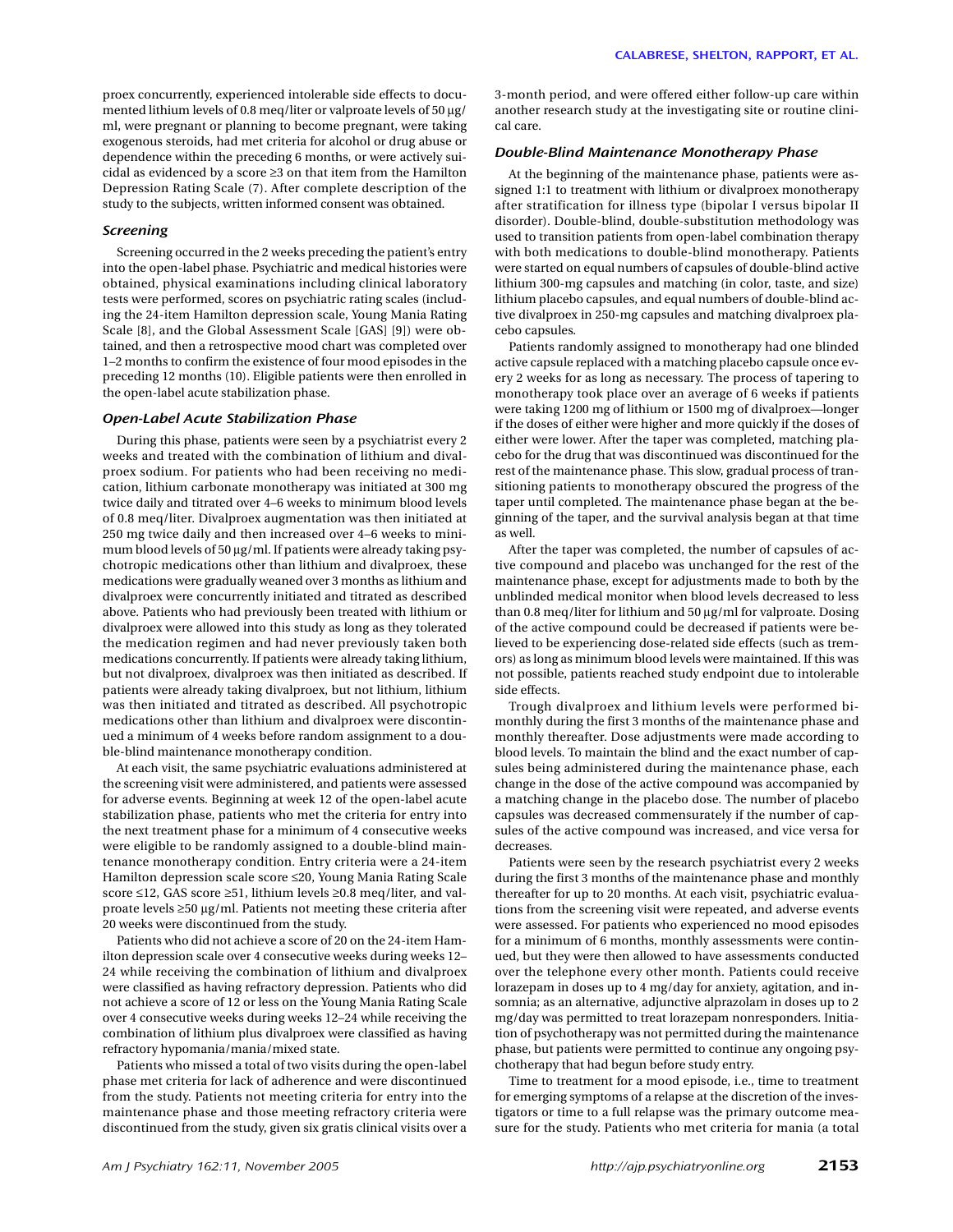proex concurrently, experienced intolerable side effects to documented lithium levels of 0.8 meq/liter or valproate levels of 50 μg/ml, were pregnant or planning to become pregnant, were taking exogenous steroids, had met criteria for alcohol or drug abuse or dependence within the preceding 6 months, or were actively suicidal as evidenced by a score ≥3 on that item from the Hamilton Depression Rating Scale (7). After complete description of the study to the subjects, written informed consent was obtained.

### *Screening*

Screening occurred in the 2 weeks preceding the patient's entry into the open-label phase. Psychiatric and medical histories were obtained, physical examinations including clinical laboratory tests were performed, scores on psychiatric rating scales (including the 24-item Hamilton depression scale, Young Mania Rating Scale [8], and the Global Assessment Scale [GAS] [9]) were obtained, and then a retrospective mood chart was completed over 1–2 months to confirm the existence of four mood episodes in the preceding 12 months (10). Eligible patients were then enrolled in the open-label acute stabilization phase.

### *Open-Label Acute Stabilization Phase*

During this phase, patients were seen by a psychiatrist every 2 weeks and treated with the combination of lithium and divalproex sodium. For patients who had been receiving no medication, lithium carbonate monotherapy was initiated at 300 mg twice daily and titrated over 4–6 weeks to minimum blood levels of 0.8 meq/liter. Divalproex augmentation was then initiated at 250 mg twice daily and then increased over 4–6 weeks to minimum blood levels of 50 μg/ml. If patients were already taking psychotropic medications other than lithium and divalproex, these medications were gradually weaned over 3 months as lithium and divalproex were concurrently initiated and titrated as described above. Patients who had previously been treated with lithium or divalproex were allowed into this study as long as they tolerated the medication regimen and had never previously taken both medications concurrently. If patients were already taking lithium, but not divalproex, divalproex was then initiated as described. If patients were already taking divalproex, but not lithium, lithium was then initiated and titrated as described. All psychotropic medications other than lithium and divalproex were discontinued a minimum of 4 weeks before random assignment to a double-blind maintenance monotherapy condition.

At each visit, the same psychiatric evaluations administered at the screening visit were administered, and patients were assessed for adverse events. Beginning at week 12 of the open-label acute stabilization phase, patients who met the criteria for entry into the next treatment phase for a minimum of 4 consecutive weeks were eligible to be randomly assigned to a double-blind maintenance monotherapy condition. Entry criteria were a 24-item Hamilton depression scale score ≤20, Young Mania Rating Scale score ≤12, GAS score ≥51, lithium levels ≥0.8 meq/liter, and valproate levels ≥50 μg/ml. Patients not meeting these criteria after 20 weeks were discontinued from the study.

Patients who did not achieve a score of 20 on the 24-item Hamilton depression scale over 4 consecutive weeks during weeks 12–24 while receiving the combination of lithium and divalproex were classified as having refractory depression. Patients who did not achieve a score of 12 or less on the Young Mania Rating Scale over 4 consecutive weeks during weeks 12–24 while receiving the combination of lithium plus divalproex were classified as having refractory hypomania/mania/mixed state.

Patients who missed a total of two visits during the open-label phase met criteria for lack of adherence and were discontinued from the study. Patients not meeting criteria for entry into the maintenance phase and those meeting refractory criteria were discontinued from the study, given six gratis clinical visits over a 3-month period, and were offered either follow-up care within another research study at the investigating site or routine clinical care.

### *Double-Blind Maintenance Monotherapy Phase*

At the beginning of the maintenance phase, patients were assigned 1:1 to treatment with lithium or divalproex monotherapy after stratification for illness type (bipolar I versus bipolar II disorder). Double-blind, double-substitution methodology was used to transition patients from open-label combination therapy with both medications to double-blind monotherapy. Patients were started on equal numbers of capsules of double-blind active lithium 300-mg capsules and matching (in color, taste, and size) lithium placebo capsules, and equal numbers of double-blind active divalproex in 250-mg capsules and matching divalproex placebo capsules.

Patients randomly assigned to monotherapy had one blinded active capsule replaced with a matching placebo capsule once every 2 weeks for as long as necessary. The process of tapering to monotherapy took place over an average of 6 weeks if patients were taking 1200 mg of lithium or 1500 mg of divalproex—longer if the doses of either were higher and more quickly if the doses of either were lower. After the taper was completed, matching placebo for the drug that was discontinued was discontinued for the rest of the maintenance phase. This slow, gradual process of transitioning patients to monotherapy obscured the progress of the taper until completed. The maintenance phase began at the beginning of the taper, and the survival analysis began at that time as well.

After the taper was completed, the number of capsules of active compound and placebo was unchanged for the rest of the maintenance phase, except for adjustments made to both by the unblinded medical monitor when blood levels decreased to less than 0.8 meq/liter for lithium and 50 μg/ml for valproate. Dosing of the active compound could be decreased if patients were believed to be experiencing dose-related side effects (such as tremors) as long as minimum blood levels were maintained. If this was not possible, patients reached study endpoint due to intolerable side effects.

Trough divalproex and lithium levels were performed bimonthly during the first 3 months of the maintenance phase and monthly thereafter. Dose adjustments were made according to blood levels. To maintain the blind and the exact number of capsules being administered during the maintenance phase, each change in the dose of the active compound was accompanied by a matching change in the placebo dose. The number of placebo capsules was decreased commensurately if the number of capsules of the active compound was increased, and vice versa for decreases.

Patients were seen by the research psychiatrist every 2 weeks during the first 3 months of the maintenance phase and monthly thereafter for up to 20 months. At each visit, psychiatric evaluations from the screening visit were repeated, and adverse events were assessed. For patients who experienced no mood episodes for a minimum of 6 months, monthly assessments were continued, but they were then allowed to have assessments conducted over the telephone every other month. Patients could receive lorazepam in doses up to 4 mg/day for anxiety, agitation, and insomnia; as an alternative, adjunctive alprazolam in doses up to 2 mg/day was permitted to treat lorazepam nonresponders. Initiation of psychotherapy was not permitted during the maintenance phase, but patients were permitted to continue any ongoing psychotherapy that had begun before study entry.

Time to treatment for a mood episode, i.e., time to treatment for emerging symptoms of a relapse at the discretion of the investigators or time to a full relapse was the primary outcome measure for the study. Patients who met criteria for mania (a total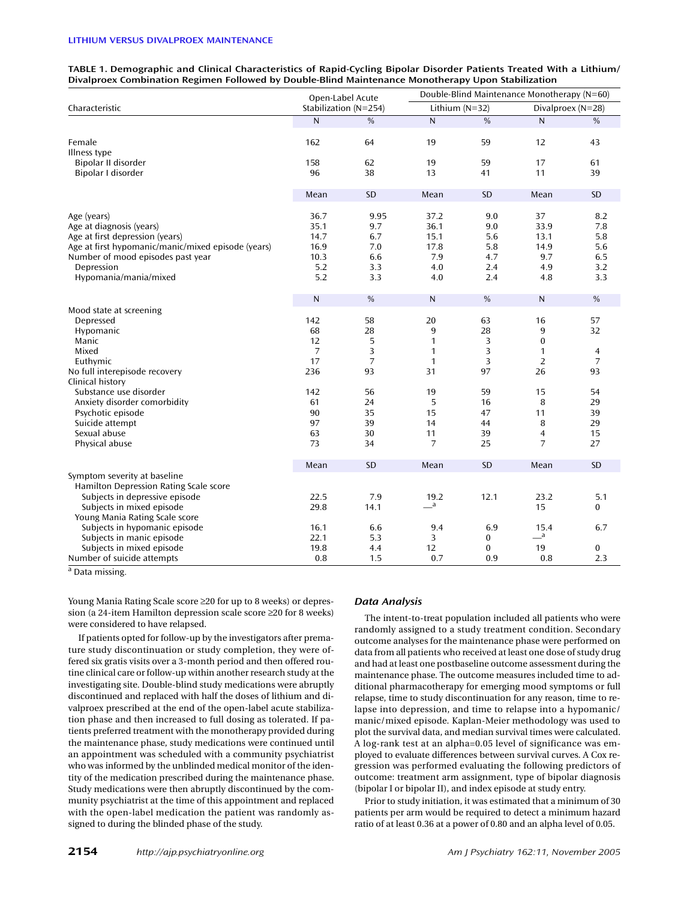**TABLE 1. Demographic and Clinical Characteristics of Rapid-Cycling Bipolar Disorder Patients Treated With a Lithium/Divalproex Combination Regimen Followed by Double-Blind Maintenance Monotherapy Upon Stabilization**

| Characteristic | Open-Label Acute Stabilization (N=254) | | Double-Blind Maintenance Monotherapy (N=60) | | | |
|---|---|---|---|---|---|---|
| | | | Lithium (N=32) | | Divalproex (N=28) | |
| | N | % | N | % | N | % |
| Female | 162 | 64 | 19 | 59 | 12 | 43 |
| Illness type | | | | | | |
| Bipolar II disorder | 158 | 62 | 19 | 59 | 17 | 61 |
| Bipolar I disorder | 96 | 38 | 13 | 41 | 11 | 39 |
| | Mean | SD | Mean | SD | Mean | SD |
| Age (years) | 36.7 | 9.95 | 37.2 | 9.0 | 37 | 8.2 |
| Age at diagnosis (years) | 35.1 | 9.7 | 36.1 | 9.0 | 33.9 | 7.8 |
| Age at first depression (years) | 14.7 | 6.7 | 15.1 | 5.6 | 13.1 | 5.8 |
| Age at first hypomanic/manic/mixed episode (years) | 16.9 | 7.0 | 17.8 | 5.8 | 14.9 | 5.6 |
| Number of mood episodes past year | 10.3 | 6.6 | 7.9 | 4.7 | 9.7 | 6.5 |
| Depression | 5.2 | 3.3 | 4.0 | 2.4 | 4.9 | 3.2 |
| Hypomania/mania/mixed | 5.2 | 3.3 | 4.0 | 2.4 | 4.8 | 3.3 |
| | N | % | N | % | N | % |
| Mood state at screening | | | | | | |
| Depressed | 142 | 58 | 20 | 63 | 16 | 57 |
| Hypomanic | 68 | 28 | 9 | 28 | 9 | 32 |
| Manic | 12 | 5 | 1 | 3 | 0 | |
| Mixed | 7 | 3 | 1 | 3 | 1 | 4 |
| Euthymic | 17 | 7 | 1 | 3 | 2 | 7 |
| No full interepisode recovery | 236 | 93 | 31 | 97 | 26 | 93 |
| Clinical history | | | | | | |
| Substance use disorder | 142 | 56 | 19 | 59 | 15 | 54 |
| Anxiety disorder comorbidity | 61 | 24 | 5 | 16 | 8 | 29 |
| Psychotic episode | 90 | 35 | 15 | 47 | 11 | 39 |
| Suicide attempt | 97 | 39 | 14 | 44 | 8 | 29 |
| Sexual abuse | 63 | 30 | 11 | 39 | 4 | 15 |
| Physical abuse | 73 | 34 | 7 | 25 | 7 | 27 |
| | Mean | SD | Mean | SD | Mean | SD |
| Symptom severity at baseline | | | | | | |
| Hamilton Depression Rating Scale score | | | | | | |
| Subjects in depressive episode | 22.5 | 7.9 | 19.2 | 12.1 | 23.2 | 5.1 |
| Subjects in mixed episode | 29.8 | 14.1 | —[a] | | 15 | 0 |
| Young Mania Rating Scale score | | | | | | |
| Subjects in hypomanic episode | 16.1 | 6.6 | 9.4 | 6.9 | 15.4 | 6.7 |
| Subjects in manic episode | 22.1 | 5.3 | 3 | 0 | —[a] | |
| Subjects in mixed episode | 19.8 | 4.4 | 12 | 0 | 19 | 0 |
| Number of suicide attempts | 0.8 | 1.5 | 0.7 | 0.9 | 0.8 | 2.3 |

[a] Data missing.

Young Mania Rating Scale score ≥20 for up to 8 weeks) or depression (a 24-item Hamilton depression scale score ≥20 for 8 weeks) were considered to have relapsed.

If patients opted for follow-up by the investigators after premature study discontinuation or study completion, they were offered six gratis visits over a 3-month period and then offered routine clinical care or follow-up within another research study at the investigating site. Double-blind study medications were abruptly discontinued and replaced with half the doses of lithium and divalproex prescribed at the end of the open-label acute stabilization phase and then increased to full dosing as tolerated. If patients preferred treatment with the monotherapy provided during the maintenance phase, study medications were continued until an appointment was scheduled with a community psychiatrist who was informed by the unblinded medical monitor of the identity of the medication prescribed during the maintenance phase. Study medications were then abruptly discontinued by the community psychiatrist at the time of this appointment and replaced with the open-label medication the patient was randomly assigned to during the blinded phase of the study.

### *Data Analysis*

The intent-to-treat population included all patients who were randomly assigned to a study treatment condition. Secondary outcome analyses for the maintenance phase were performed on data from all patients who received at least one dose of study drug and had at least one postbaseline outcome assessment during the maintenance phase. The outcome measures included time to additional pharmacotherapy for emerging mood symptoms or full relapse, time to study discontinuation for any reason, time to relapse into depression, and time to relapse into a hypomanic/manic/mixed episode. Kaplan-Meier methodology was used to plot the survival data, and median survival times were calculated. A log-rank test at an alpha=0.05 level of significance was employed to evaluate differences between survival curves. A Cox regression was performed evaluating the following predictors of outcome: treatment arm assignment, type of bipolar diagnosis (bipolar I or bipolar II), and index episode at study entry.

Prior to study initiation, it was estimated that a minimum of 30 patients per arm would be required to detect a minimum hazard ratio of at least 0.36 at a power of 0.80 and an alpha level of 0.05.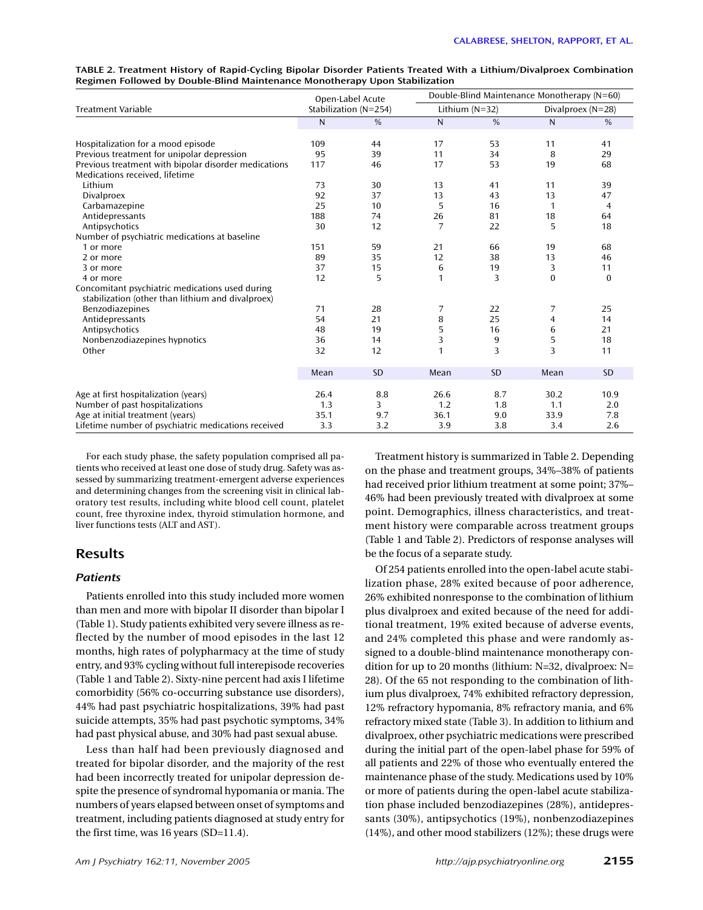**TABLE 2. Treatment History of Rapid-Cycling Bipolar Disorder Patients Treated With a Lithium/Divalproex Combination Regimen Followed by Double-Blind Maintenance Monotherapy Upon Stabilization**

| Treatment Variable | Open-Label Acute Stabilization (N=254) | | Double-Blind Maintenance Monotherapy (N=60) | | | |
|---|---|---|---|---|---|---|
| | | | Lithium (N=32) | | Divalproex (N=28) | |
| | N | % | N | % | N | % |
| Hospitalization for a mood episode | 109 | 44 | 17 | 53 | 11 | 41 |
| Previous treatment for unipolar depression | 95 | 39 | 11 | 34 | 8 | 29 |
| Previous treatment with bipolar disorder medications | 117 | 46 | 17 | 53 | 19 | 68 |
| Medications received, lifetime | | | | | | |
| Lithium | 73 | 30 | 13 | 41 | 11 | 39 |
| Divalproex | 92 | 37 | 13 | 43 | 13 | 47 |
| Carbamazepine | 25 | 10 | 5 | 16 | 1 | 4 |
| Antidepressants | 188 | 74 | 26 | 81 | 18 | 64 |
| Antipsychotics | 30 | 12 | 7 | 22 | 5 | 18 |
| Number of psychiatric medications at baseline | | | | | | |
| 1 or more | 151 | 59 | 21 | 66 | 19 | 68 |
| 2 or more | 89 | 35 | 12 | 38 | 13 | 46 |
| 3 or more | 37 | 15 | 6 | 19 | 3 | 11 |
| 4 or more | 12 | 5 | 1 | 3 | 0 | 0 |
| Concomitant psychiatric medications used during stabilization (other than lithium and divalproex) | | | | | | |
| Benzodiazepines | 71 | 28 | 7 | 22 | 7 | 25 |
| Antidepressants | 54 | 21 | 8 | 25 | 4 | 14 |
| Antipsychotics | 48 | 19 | 5 | 16 | 6 | 21 |
| Nonbenzodiazepines hypnotics | 36 | 14 | 3 | 9 | 5 | 18 |
| Other | 32 | 12 | 1 | 3 | 3 | 11 |
| | Mean | SD | Mean | SD | Mean | SD |
| Age at first hospitalization (years) | 26.4 | 8.8 | 26.6 | 8.7 | 30.2 | 10.9 |
| Number of past hospitalizations | 1.3 | 3 | 1.2 | 1.8 | 1.1 | 2.0 |
| Age at initial treatment (years) | 35.1 | 9.7 | 36.1 | 9.0 | 33.9 | 7.8 |
| Lifetime number of psychiatric medications received | 3.3 | 3.2 | 3.9 | 3.8 | 3.4 | 2.6 |

For each study phase, the safety population comprised all patients who received at least one dose of study drug. Safety was assessed by summarizing treatment-emergent adverse experiences and determining changes from the screening visit in clinical laboratory test results, including white blood cell count, platelet count, free thyroxine index, thyroid stimulation hormone, and liver functions tests (ALT and AST).

## Results

### *Patients*

Patients enrolled into this study included more women than men and more with bipolar II disorder than bipolar I (Table 1). Study patients exhibited very severe illness as reflected by the number of mood episodes in the last 12 months, high rates of polypharmacy at the time of study entry, and 93% cycling without full interepisode recoveries (Table 1 and Table 2). Sixty-nine percent had axis I lifetime comorbidity (56% co-occurring substance use disorders), 44% had past psychiatric hospitalizations, 39% had past suicide attempts, 35% had past psychotic symptoms, 34% had past physical abuse, and 30% had past sexual abuse.

Less than half had been previously diagnosed and treated for bipolar disorder, and the majority of the rest had been incorrectly treated for unipolar depression despite the presence of syndromal hypomania or mania. The numbers of years elapsed between onset of symptoms and treatment, including patients diagnosed at study entry for the first time, was 16 years (SD=11.4).

Treatment history is summarized in Table 2. Depending on the phase and treatment groups, 34%–38% of patients had received prior lithium treatment at some point; 37%–46% had been previously treated with divalproex at some point. Demographics, illness characteristics, and treatment history were comparable across treatment groups (Table 1 and Table 2). Predictors of response analyses will be the focus of a separate study.

Of 254 patients enrolled into the open-label acute stabilization phase, 28% exited because of poor adherence, 26% exhibited nonresponse to the combination of lithium plus divalproex and exited because of the need for additional treatment, 19% exited because of adverse events, and 24% completed this phase and were randomly assigned to a double-blind maintenance monotherapy condition for up to 20 months (lithium: N=32, divalproex: N=28). Of the 65 not responding to the combination of lithium plus divalproex, 74% exhibited refractory depression, 12% refractory hypomania, 8% refractory mania, and 6% refractory mixed state (Table 3). In addition to lithium and divalproex, other psychiatric medications were prescribed during the initial part of the open-label phase for 59% of all patients and 22% of those who eventually entered the maintenance phase of the study. Medications used by 10% or more of patients during the open-label acute stabilization phase included benzodiazepines (28%), antidepressants (30%), antipsychotics (19%), nonbenzodiazepines (14%), and other mood stabilizers (12%); these drugs were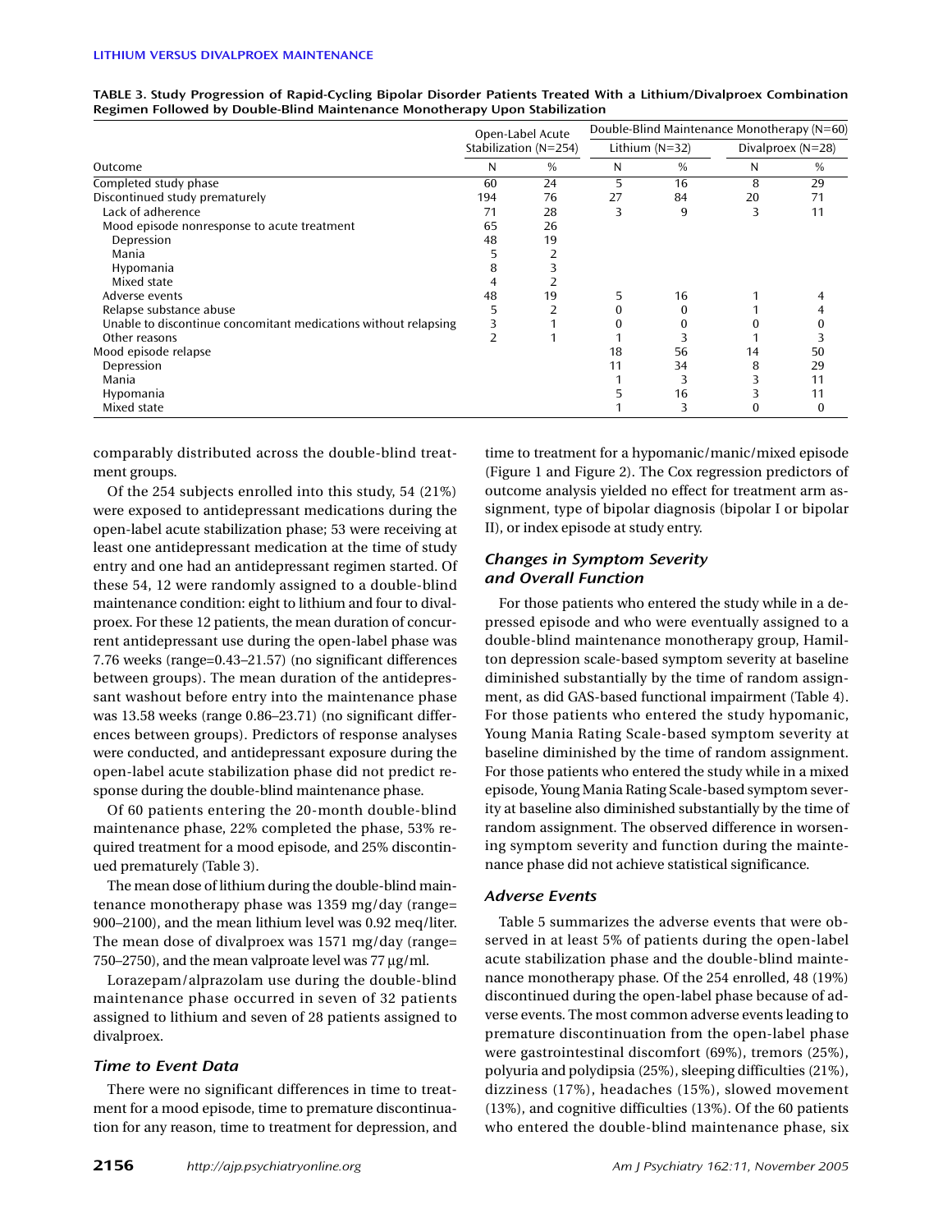**TABLE 3. Study Progression of Rapid-Cycling Bipolar Disorder Patients Treated With a Lithium/Divalproex Combination Regimen Followed by Double-Blind Maintenance Monotherapy Upon Stabilization**

| Outcome | Open-Label Acute Stabilization (N=254) | | Double-Blind Maintenance Monotherapy (N=60) | | | |
|---|---|---|---|---|---|---|
| | | | Lithium (N=32) | | Divalproex (N=28) | |
| | N | % | N | % | N | % |
| Completed study phase | 60 | 24 | 5 | 16 | 8 | 29 |
| Discontinued study prematurely | 194 | 76 | 27 | 84 | 20 | 71 |
| Lack of adherence | 71 | 28 | 3 | 9 | 3 | 11 |
| Mood episode nonresponse to acute treatment | 65 | 26 | | | | |
| Depression | 48 | 19 | | | | |
| Mania | 5 | 2 | | | | |
| Hypomania | 8 | 3 | | | | |
| Mixed state | 4 | 2 | | | | |
| Adverse events | 48 | 19 | 5 | 16 | 1 | 4 |
| Relapse substance abuse | 5 | 2 | 0 | 0 | 1 | 4 |
| Unable to discontinue concomitant medications without relapsing | 3 | 1 | 0 | 0 | 0 | 0 |
| Other reasons | 2 | 1 | 1 | 3 | 1 | 3 |
| Mood episode relapse | | | 18 | 56 | 14 | 50 |
| Depression | | | 11 | 34 | 8 | 29 |
| Mania | | | 1 | 3 | 3 | 11 |
| Hypomania | | | 5 | 16 | 3 | 11 |
| Mixed state | | | 1 | 3 | 0 | 0 |

comparably distributed across the double-blind treatment groups.

Of the 254 subjects enrolled into this study, 54 (21%) were exposed to antidepressant medications during the open-label acute stabilization phase; 53 were receiving at least one antidepressant medication at the time of study entry and one had an antidepressant regimen started. Of these 54, 12 were randomly assigned to a double-blind maintenance condition: eight to lithium and four to divalproex. For these 12 patients, the mean duration of concurrent antidepressant use during the open-label phase was 7.76 weeks (range=0.43–21.57) (no significant differences between groups). The mean duration of the antidepressant washout before entry into the maintenance phase was 13.58 weeks (range 0.86–23.71) (no significant differences between groups). Predictors of response analyses were conducted, and antidepressant exposure during the open-label acute stabilization phase did not predict response during the double-blind maintenance phase.

Of 60 patients entering the 20-month double-blind maintenance phase, 22% completed the phase, 53% required treatment for a mood episode, and 25% discontinued prematurely (Table 3).

The mean dose of lithium during the double-blind maintenance monotherapy phase was 1359 mg/day (range= 900–2100), and the mean lithium level was 0.92 meq/liter. The mean dose of divalproex was 1571 mg/day (range= 750–2750), and the mean valproate level was 77 μg/ml.

Lorazepam/alprazolam use during the double-blind maintenance phase occurred in seven of 32 patients assigned to lithium and seven of 28 patients assigned to divalproex.

### *Time to Event Data*

There were no significant differences in time to treatment for a mood episode, time to premature discontinuation for any reason, time to treatment for depression, and time to treatment for a hypomanic/manic/mixed episode (Figure 1 and Figure 2). The Cox regression predictors of outcome analysis yielded no effect for treatment arm assignment, type of bipolar diagnosis (bipolar I or bipolar II), or index episode at study entry.

### *Changes in Symptom Severity and Overall Function*

For those patients who entered the study while in a depressed episode and who were eventually assigned to a double-blind maintenance monotherapy group, Hamilton depression scale-based symptom severity at baseline diminished substantially by the time of random assignment, as did GAS-based functional impairment (Table 4). For those patients who entered the study hypomanic, Young Mania Rating Scale-based symptom severity at baseline diminished by the time of random assignment. For those patients who entered the study while in a mixed episode, Young Mania Rating Scale-based symptom severity at baseline also diminished substantially by the time of random assignment. The observed difference in worsening symptom severity and function during the maintenance phase did not achieve statistical significance.

### *Adverse Events*

Table 5 summarizes the adverse events that were observed in at least 5% of patients during the open-label acute stabilization phase and the double-blind maintenance monotherapy phase. Of the 254 enrolled, 48 (19%) discontinued during the open-label phase because of adverse events. The most common adverse events leading to premature discontinuation from the open-label phase were gastrointestinal discomfort (69%), tremors (25%), polyuria and polydipsia (25%), sleeping difficulties (21%), dizziness (17%), headaches (15%), slowed movement (13%), and cognitive difficulties (13%). Of the 60 patients who entered the double-blind maintenance phase, six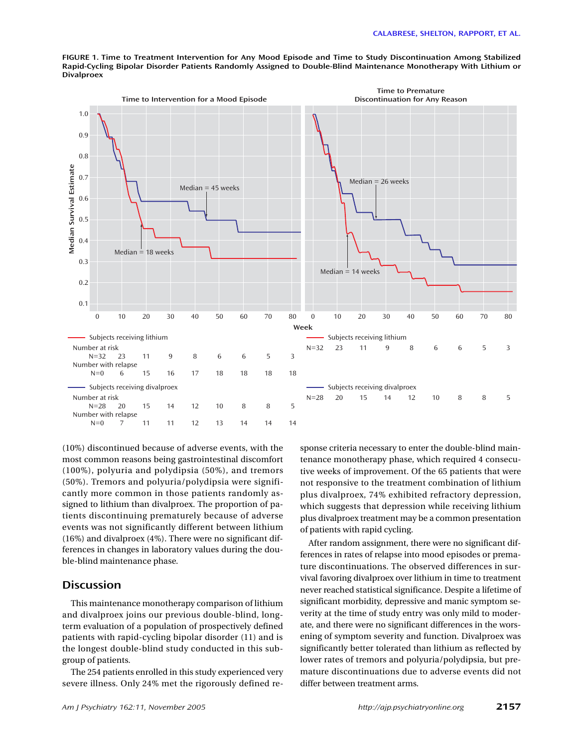**FIGURE 1. Time to Treatment Intervention for Any Mood Episode and Time to Study Discontinuation Among Stabilized Rapid-Cycling Bipolar Disorder Patients Randomly Assigned to Double-Blind Maintenance Monotherapy With Lithium or Divalproex**

Time to Intervention for a Mood Episode

| Week | 0 | 10 | 20 | 30 | 40 | 50 | 60 | 70 | 80 |
|---|---|---|---|---|---|---|---|---|---|
| Subjects receiving lithium: Number at risk | N=32 | 23 | 11 | 9 | 8 | 6 | 6 | 5 | 3 |
| Subjects receiving lithium: Number with relapse | N=0 | 6 | 15 | 16 | 17 | 18 | 18 | 18 | 18 |
| Subjects receiving divalproex: Number at risk | N=28 | 20 | 15 | 14 | 12 | 10 | 8 | 8 | 5 |
| Subjects receiving divalproex: Number with relapse | N=0 | 7 | 11 | 11 | 12 | 13 | 14 | 14 | 14 |

Median = 45 weeks (divalproex); Median = 18 weeks (lithium)

Time to Premature Discontinuation for Any Reason

| Week | 0 | 10 | 20 | 30 | 40 | 50 | 60 | 70 | 80 |
|---|---|---|---|---|---|---|---|---|---|
| Subjects receiving lithium | N=32 | 23 | 11 | 9 | 8 | 6 | 6 | 5 | 3 |
| Subjects receiving divalproex | N=28 | 20 | 15 | 14 | 12 | 10 | 8 | 8 | 5 |

Median = 26 weeks (divalproex); Median = 14 weeks (lithium)

(10%) discontinued because of adverse events, with the most common reasons being gastrointestinal discomfort (100%), polyuria and polydipsia (50%), and tremors (50%). Tremors and polyuria/polydipsia were significantly more common in those patients randomly assigned to lithium than divalproex. The proportion of patients discontinuing prematurely because of adverse events was not significantly different between lithium (16%) and divalproex (4%). There were no significant differences in changes in laboratory values during the double-blind maintenance phase.

## Discussion

This maintenance monotherapy comparison of lithium and divalproex joins our previous double-blind, long-term evaluation of a population of prospectively defined patients with rapid-cycling bipolar disorder (11) and is the longest double-blind study conducted in this subgroup of patients.

The 254 patients enrolled in this study experienced very severe illness. Only 24% met the rigorously defined response criteria necessary to enter the double-blind maintenance monotherapy phase, which required 4 consecutive weeks of improvement. Of the 65 patients that were not responsive to the treatment combination of lithium plus divalproex, 74% exhibited refractory depression, which suggests that depression while receiving lithium plus divalproex treatment may be a common presentation of patients with rapid cycling.

After random assignment, there were no significant differences in rates of relapse into mood episodes or premature discontinuations. The observed differences in survival favoring divalproex over lithium in time to treatment never reached statistical significance. Despite a lifetime of significant morbidity, depressive and manic symptom severity at the time of study entry was only mild to moderate, and there were no significant differences in the worsening of symptom severity and function. Divalproex was significantly better tolerated than lithium as reflected by lower rates of tremors and polyuria/polydipsia, but premature discontinuations due to adverse events did not differ between treatment arms.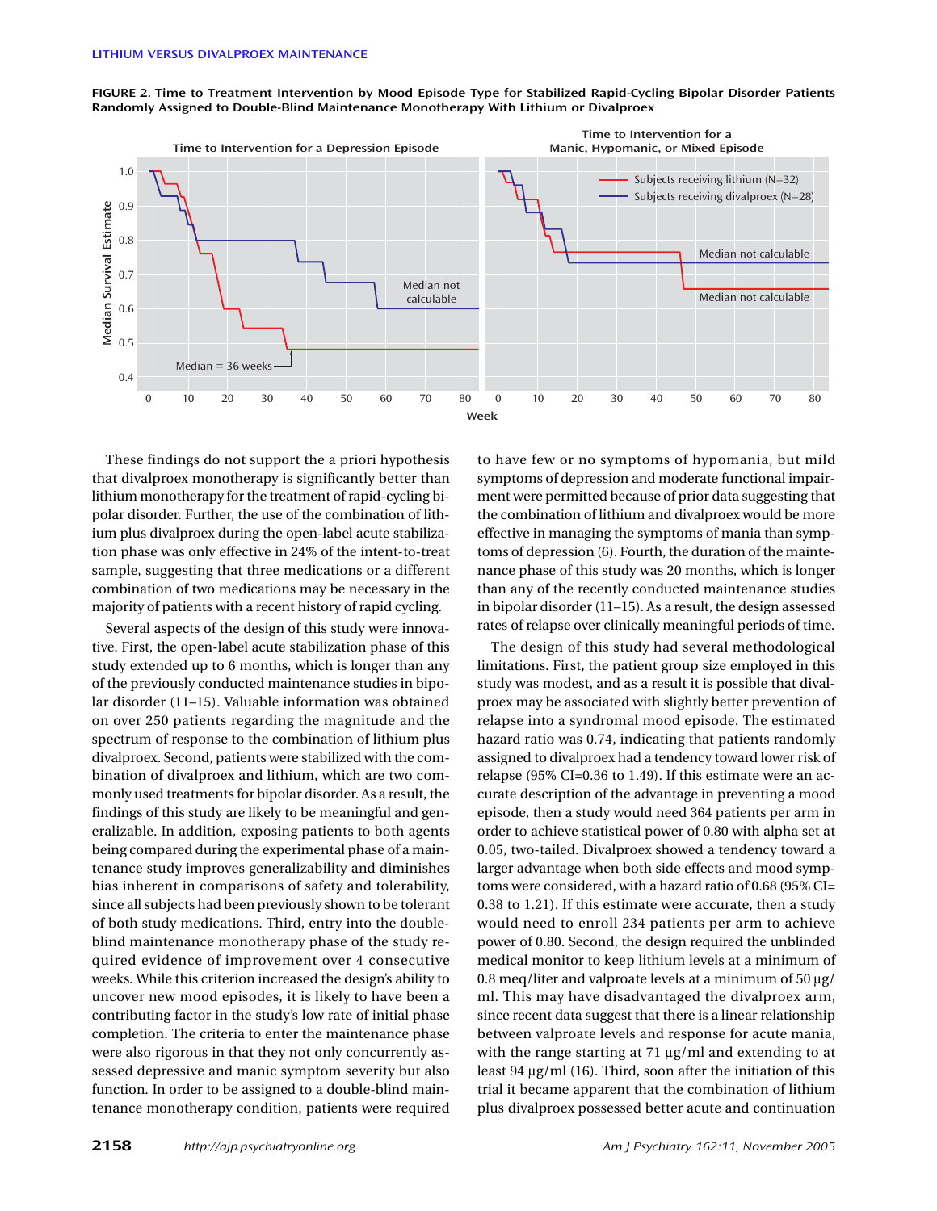**FIGURE 2. Time to Treatment Intervention by Mood Episode Type for Stabilized Rapid-Cycling Bipolar Disorder Patients Randomly Assigned to Double-Blind Maintenance Monotherapy With Lithium or Divalproex**

These findings do not support the a priori hypothesis that divalproex monotherapy is significantly better than lithium monotherapy for the treatment of rapid-cycling bipolar disorder. Further, the use of the combination of lithium plus divalproex during the open-label acute stabilization phase was only effective in 24% of the intent-to-treat sample, suggesting that three medications or a different combination of two medications may be necessary in the majority of patients with a recent history of rapid cycling.

Several aspects of the design of this study were innovative. First, the open-label acute stabilization phase of this study extended up to 6 months, which is longer than any of the previously conducted maintenance studies in bipolar disorder (11–15). Valuable information was obtained on over 250 patients regarding the magnitude and the spectrum of response to the combination of lithium plus divalproex. Second, patients were stabilized with the combination of divalproex and lithium, which are two commonly used treatments for bipolar disorder. As a result, the findings of this study are likely to be meaningful and generalizable. In addition, exposing patients to both agents being compared during the experimental phase of a maintenance study improves generalizability and diminishes bias inherent in comparisons of safety and tolerability, since all subjects had been previously shown to be tolerant of both study medications. Third, entry into the double-blind maintenance monotherapy phase of the study required evidence of improvement over 4 consecutive weeks. While this criterion increased the design's ability to uncover new mood episodes, it is likely to have been a contributing factor in the study's low rate of initial phase completion. The criteria to enter the maintenance phase were also rigorous in that they not only concurrently assessed depressive and manic symptom severity but also function. In order to be assigned to a double-blind maintenance monotherapy condition, patients were required to have few or no symptoms of hypomania, but mild symptoms of depression and moderate functional impairment were permitted because of prior data suggesting that the combination of lithium and divalproex would be more effective in managing the symptoms of mania than symptoms of depression (6). Fourth, the duration of the maintenance phase of this study was 20 months, which is longer than any of the recently conducted maintenance studies in bipolar disorder (11–15). As a result, the design assessed rates of relapse over clinically meaningful periods of time.

The design of this study had several methodological limitations. First, the patient group size employed in this study was modest, and as a result it is possible that divalproex may be associated with slightly better prevention of relapse into a syndromal mood episode. The estimated hazard ratio was 0.74, indicating that patients randomly assigned to divalproex had a tendency toward lower risk of relapse (95% CI=0.36 to 1.49). If this estimate were an accurate description of the advantage in preventing a mood episode, then a study would need 364 patients per arm in order to achieve statistical power of 0.80 with alpha set at 0.05, two-tailed. Divalproex showed a tendency toward a larger advantage when both side effects and mood symptoms were considered, with a hazard ratio of 0.68 (95% CI= 0.38 to 1.21). If this estimate were accurate, then a study would need to enroll 234 patients per arm to achieve power of 0.80. Second, the design required the unblinded medical monitor to keep lithium levels at a minimum of 0.8 meq/liter and valproate levels at a minimum of 50 μg/ml. This may have disadvantaged the divalproex arm, since recent data suggest that there is a linear relationship between valproate levels and response for acute mania, with the range starting at 71 μg/ml and extending to at least 94 μg/ml (16). Third, soon after the initiation of this trial it became apparent that the combination of lithium plus divalproex possessed better acute and continuation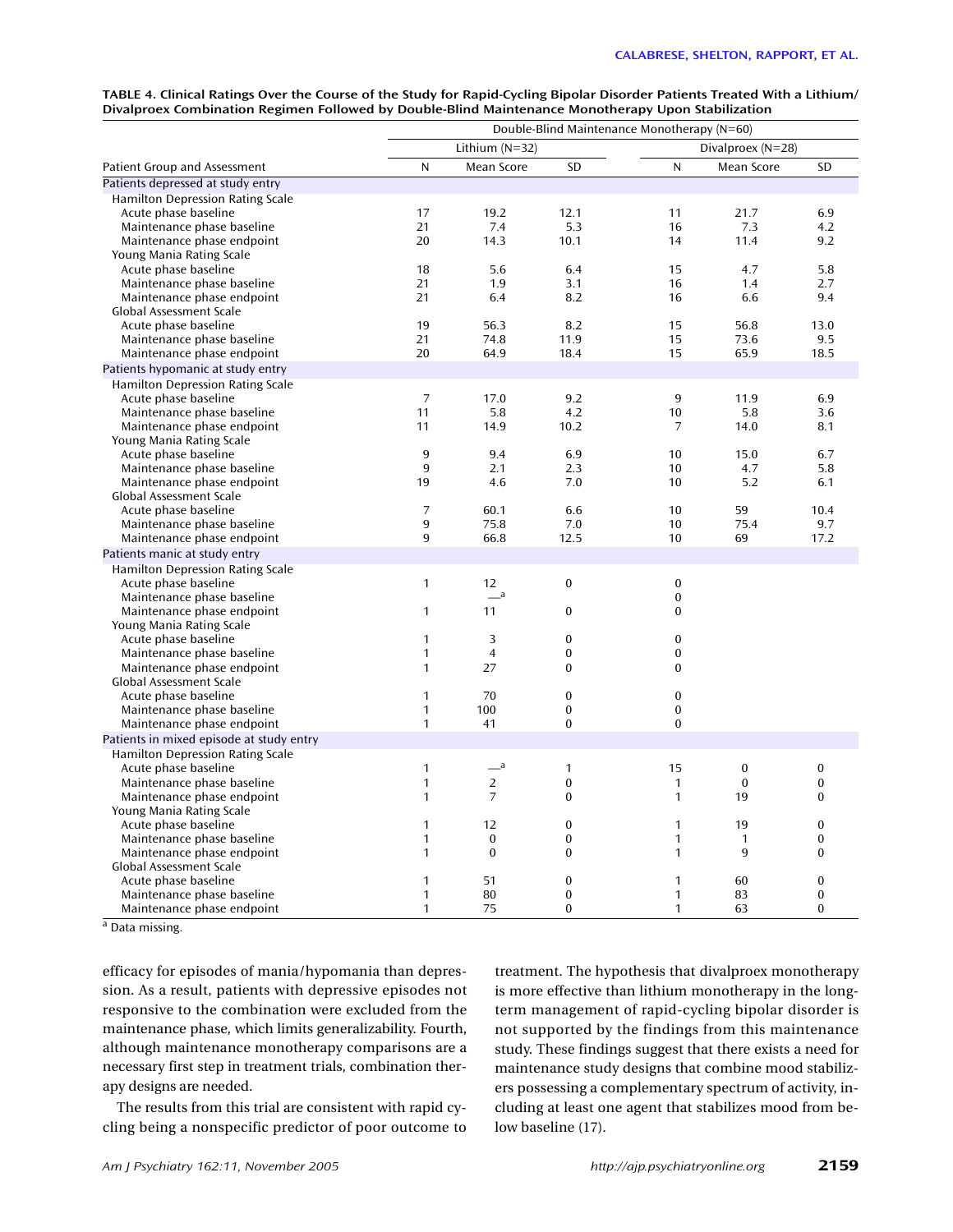TABLE 4. Clinical Ratings Over the Course of the Study for Rapid-Cycling Bipolar Disorder Patients Treated With a Lithium/Divalproex Combination Regimen Followed by Double-Blind Maintenance Monotherapy Upon Stabilization

| Patient Group and Assessment | Double-Blind Maintenance Monotherapy (N=60) | | | | | |
|---|---|---|---|---|---|---|
| | Lithium (N=32) | | | Divalproex (N=28) | | |
| | N | Mean Score | SD | N | Mean Score | SD |
| **Patients depressed at study entry** | | | | | | |
| Hamilton Depression Rating Scale | | | | | | |
| Acute phase baseline | 17 | 19.2 | 12.1 | 11 | 21.7 | 6.9 |
| Maintenance phase baseline | 21 | 7.4 | 5.3 | 16 | 7.3 | 4.2 |
| Maintenance phase endpoint | 20 | 14.3 | 10.1 | 14 | 11.4 | 9.2 |
| Young Mania Rating Scale | | | | | | |
| Acute phase baseline | 18 | 5.6 | 6.4 | 15 | 4.7 | 5.8 |
| Maintenance phase baseline | 21 | 1.9 | 3.1 | 16 | 1.4 | 2.7 |
| Maintenance phase endpoint | 21 | 6.4 | 8.2 | 16 | 6.6 | 9.4 |
| Global Assessment Scale | | | | | | |
| Acute phase baseline | 19 | 56.3 | 8.2 | 15 | 56.8 | 13.0 |
| Maintenance phase baseline | 21 | 74.8 | 11.9 | 15 | 73.6 | 9.5 |
| Maintenance phase endpoint | 20 | 64.9 | 18.4 | 15 | 65.9 | 18.5 |
| **Patients hypomanic at study entry** | | | | | | |
| Hamilton Depression Rating Scale | | | | | | |
| Acute phase baseline | 7 | 17.0 | 9.2 | 9 | 11.9 | 6.9 |
| Maintenance phase baseline | 11 | 5.8 | 4.2 | 10 | 5.8 | 3.6 |
| Maintenance phase endpoint | 11 | 14.9 | 10.2 | 7 | 14.0 | 8.1 |
| Young Mania Rating Scale | | | | | | |
| Acute phase baseline | 9 | 9.4 | 6.9 | 10 | 15.0 | 6.7 |
| Maintenance phase baseline | 9 | 2.1 | 2.3 | 10 | 4.7 | 5.8 |
| Maintenance phase endpoint | 19 | 4.6 | 7.0 | 10 | 5.2 | 6.1 |
| Global Assessment Scale | | | | | | |
| Acute phase baseline | 7 | 60.1 | 6.6 | 10 | 59 | 10.4 |
| Maintenance phase baseline | 9 | 75.8 | 7.0 | 10 | 75.4 | 9.7 |
| Maintenance phase endpoint | 9 | 66.8 | 12.5 | 10 | 69 | 17.2 |
| **Patients manic at study entry** | | | | | | |
| Hamilton Depression Rating Scale | | | | | | |
| Acute phase baseline | 1 | 12 | 0 | 0 | | |
| Maintenance phase baseline | | —[a] | | 0 | | |
| Maintenance phase endpoint | 1 | 11 | 0 | 0 | | |
| Young Mania Rating Scale | | | | | | |
| Acute phase baseline | 1 | 3 | 0 | 0 | | |
| Maintenance phase baseline | 1 | 4 | 0 | 0 | | |
| Maintenance phase endpoint | 1 | 27 | 0 | 0 | | |
| Global Assessment Scale | | | | | | |
| Acute phase baseline | 1 | 70 | 0 | 0 | | |
| Maintenance phase baseline | 1 | 100 | 0 | 0 | | |
| Maintenance phase endpoint | 1 | 41 | 0 | 0 | | |
| **Patients in mixed episode at study entry** | | | | | | |
| Hamilton Depression Rating Scale | | | | | | |
| Acute phase baseline | 1 | —[a] | 1 | 15 | 0 | 0 |
| Maintenance phase baseline | 1 | 2 | 0 | 1 | 0 | 0 |
| Maintenance phase endpoint | 1 | 7 | 0 | 1 | 19 | 0 |
| Young Mania Rating Scale | | | | | | |
| Acute phase baseline | 1 | 12 | 0 | 1 | 19 | 0 |
| Maintenance phase baseline | 1 | 0 | 0 | 1 | 1 | 0 |
| Maintenance phase endpoint | 1 | 0 | 0 | 1 | 9 | 0 |
| Global Assessment Scale | | | | | | |
| Acute phase baseline | 1 | 51 | 0 | 1 | 60 | 0 |
| Maintenance phase baseline | 1 | 80 | 0 | 1 | 83 | 0 |
| Maintenance phase endpoint | 1 | 75 | 0 | 1 | 63 | 0 |

[a] Data missing.

efficacy for episodes of mania/hypomania than depression. As a result, patients with depressive episodes not responsive to the combination were excluded from the maintenance phase, which limits generalizability. Fourth, although maintenance monotherapy comparisons are a necessary first step in treatment trials, combination therapy designs are needed.

The results from this trial are consistent with rapid cycling being a nonspecific predictor of poor outcome to treatment. The hypothesis that divalproex monotherapy is more effective than lithium monotherapy in the long-term management of rapid-cycling bipolar disorder is not supported by the findings from this maintenance study. These findings suggest that there exists a need for maintenance study designs that combine mood stabilizers possessing a complementary spectrum of activity, including at least one agent that stabilizes mood from below baseline (17).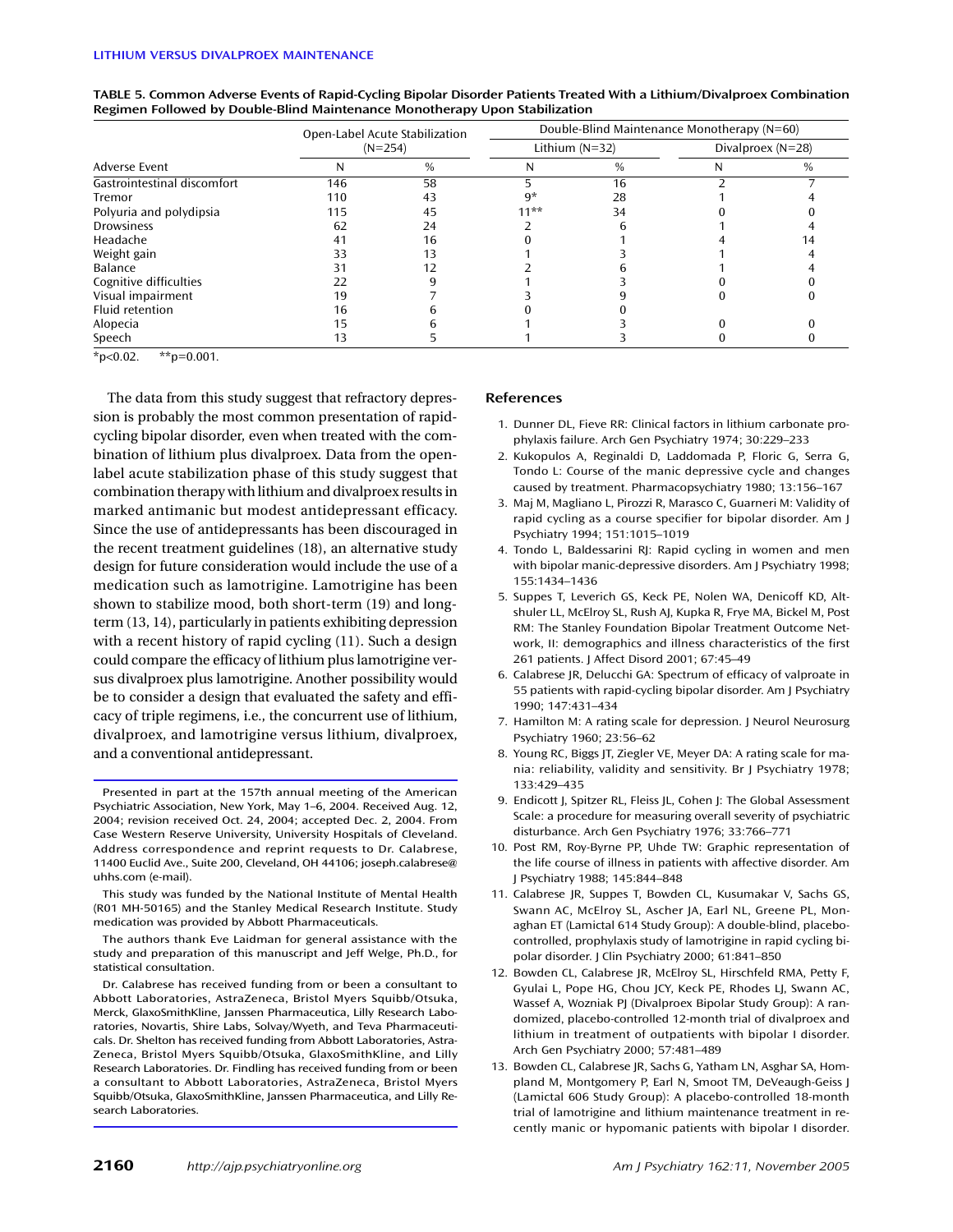**TABLE 5. Common Adverse Events of Rapid-Cycling Bipolar Disorder Patients Treated With a Lithium/Divalproex Combination Regimen Followed by Double-Blind Maintenance Monotherapy Upon Stabilization**

| Adverse Event | Open-Label Acute Stabilization (N=254) | | Double-Blind Maintenance Monotherapy (N=60) | | | |
|---|---|---|---|---|---|---|
| | | | Lithium (N=32) | | Divalproex (N=28) | |
| | N | % | N | % | N | % |
| Gastrointestinal discomfort | 146 | 58 | 5 | 16 | 2 | 7 |
| Tremor | 110 | 43 | 9* | 28 | 1 | 4 |
| Polyuria and polydipsia | 115 | 45 | 11** | 34 | 0 | 0 |
| Drowsiness | 62 | 24 | 2 | 6 | 1 | 4 |
| Headache | 41 | 16 | 0 | 1 | 4 | 14 |
| Weight gain | 33 | 13 | 1 | 3 | 1 | 4 |
| Balance | 31 | 12 | 2 | 6 | 1 | 4 |
| Cognitive difficulties | 22 | 9 | 1 | 3 | 0 | 0 |
| Visual impairment | 19 | 7 | 3 | 9 | 0 | 0 |
| Fluid retention | 16 | 6 | 0 | 0 | | |
| Alopecia | 15 | 6 | 1 | 3 | 0 | 0 |
| Speech | 13 | 5 | 1 | 3 | 0 | 0 |

*$p<0.02$. **$p=0.001$.

The data from this study suggest that refractory depression is probably the most common presentation of rapid-cycling bipolar disorder, even when treated with the combination of lithium plus divalproex. Data from the open-label acute stabilization phase of this study suggest that combination therapy with lithium and divalproex results in marked antimanic but modest antidepressant efficacy. Since the use of antidepressants has been discouraged in the recent treatment guidelines (18), an alternative study design for future consideration would include the use of a medication such as lamotrigine. Lamotrigine has been shown to stabilize mood, both short-term (19) and long-term (13, 14), particularly in patients exhibiting depression with a recent history of rapid cycling (11). Such a design could compare the efficacy of lithium plus lamotrigine versus divalproex plus lamotrigine. Another possibility would be to consider a design that evaluated the safety and efficacy of triple regimens, i.e., the concurrent use of lithium, divalproex, and lamotrigine versus lithium, divalproex, and a conventional antidepressant.

Presented in part at the 157th annual meeting of the American Psychiatric Association, New York, May 1–6, 2004. Received Aug. 12, 2004; revision received Oct. 24, 2004; accepted Dec. 2, 2004. From Case Western Reserve University, University Hospitals of Cleveland. Address correspondence and reprint requests to Dr. Calabrese, 11400 Euclid Ave., Suite 200, Cleveland, OH 44106; joseph.calabrese@uhhs.com (e-mail).

This study was funded by the National Institute of Mental Health (R01 MH-50165) and the Stanley Medical Research Institute. Study medication was provided by Abbott Pharmaceuticals.

The authors thank Eve Laidman for general assistance with the study and preparation of this manuscript and Jeff Welge, Ph.D., for statistical consultation.

Dr. Calabrese has received funding from or been a consultant to Abbott Laboratories, AstraZeneca, Bristol Myers Squibb/Otsuka, Merck, GlaxoSmithKline, Janssen Pharmaceutica, Lilly Research Laboratories, Novartis, Shire Labs, Solvay/Wyeth, and Teva Pharmaceuticals. Dr. Shelton has received funding from Abbott Laboratories, AstraZeneca, Bristol Myers Squibb/Otsuka, GlaxoSmithKline, and Lilly Research Laboratories. Dr. Findling has received funding from or been a consultant to Abbott Laboratories, AstraZeneca, Bristol Myers Squibb/Otsuka, GlaxoSmithKline, Janssen Pharmaceutica, and Lilly Research Laboratories.

## References

1. Dunner DL, Fieve RR: Clinical factors in lithium carbonate prophylaxis failure. Arch Gen Psychiatry 1974; 30:229–233
2. Kukopulos A, Reginaldi D, Laddomada P, Floric G, Serra G, Tondo L: Course of the manic depressive cycle and changes caused by treatment. Pharmacopsychiatry 1980; 13:156–167
3. Maj M, Magliano L, Pirozzi R, Marasco C, Guarneri M: Validity of rapid cycling as a course specifier for bipolar disorder. Am J Psychiatry 1994; 151:1015–1019
4. Tondo L, Baldessarini RJ: Rapid cycling in women and men with bipolar manic-depressive disorders. Am J Psychiatry 1998; 155:1434–1436
5. Suppes T, Leverich GS, Keck PE, Nolen WA, Denicoff KD, Altshuler LL, McElroy SL, Rush AJ, Kupka R, Frye MA, Bickel M, Post RM: The Stanley Foundation Bipolar Treatment Outcome Network, II: demographics and illness characteristics of the first 261 patients. J Affect Disord 2001; 67:45–49
6. Calabrese JR, Delucchi GA: Spectrum of efficacy of valproate in 55 patients with rapid-cycling bipolar disorder. Am J Psychiatry 1990; 147:431–434
7. Hamilton M: A rating scale for depression. J Neurol Neurosurg Psychiatry 1960; 23:56–62
8. Young RC, Biggs JT, Ziegler VE, Meyer DA: A rating scale for mania: reliability, validity and sensitivity. Br J Psychiatry 1978; 133:429–435
9. Endicott J, Spitzer RL, Fleiss JL, Cohen J: The Global Assessment Scale: a procedure for measuring overall severity of psychiatric disturbance. Arch Gen Psychiatry 1976; 33:766–771
10. Post RM, Roy-Byrne PP, Uhde TW: Graphic representation of the life course of illness in patients with affective disorder. Am J Psychiatry 1988; 145:844–848
11. Calabrese JR, Suppes T, Bowden CL, Kusumakar V, Sachs GS, Swann AC, McElroy SL, Ascher JA, Earl NL, Greene PL, Monaghan ET (Lamictal 614 Study Group): A double-blind, placebo-controlled, prophylaxis study of lamotrigine in rapid cycling bipolar disorder. J Clin Psychiatry 2000; 61:841–850
12. Bowden CL, Calabrese JR, McElroy SL, Hirschfeld RMA, Petty F, Gyulai L, Pope HG, Chou JCY, Keck PE, Rhodes LJ, Swann AC, Wassef A, Wozniak PJ (Divalproex Bipolar Study Group): A randomized, placebo-controlled 12-month trial of divalproex and lithium in treatment of outpatients with bipolar I disorder. Arch Gen Psychiatry 2000; 57:481–489
13. Bowden CL, Calabrese JR, Sachs G, Yatham LN, Asghar SA, Hompland M, Montgomery P, Earl N, Smoot TM, DeVeaugh-Geiss J (Lamictal 606 Study Group): A placebo-controlled 18-month trial of lamotrigine and lithium maintenance treatment in recently manic or hypomanic patients with bipolar I disorder.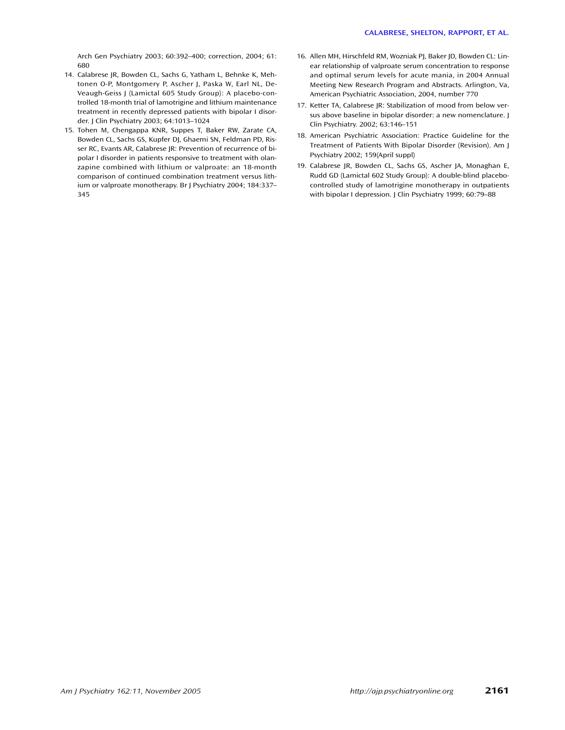Arch Gen Psychiatry 2003; 60:392–400; correction, 2004; 61: 680

14. Calabrese JR, Bowden CL, Sachs G, Yatham L, Behnke K, Mehtonen O-P, Montgomery P, Ascher J, Paska W, Earl NL, DeVeaugh-Geiss J (Lamictal 605 Study Group): A placebo-controlled 18-month trial of lamotrigine and lithium maintenance treatment in recently depressed patients with bipolar I disorder. J Clin Psychiatry 2003; 64:1013–1024
15. Tohen M, Chengappa KNR, Suppes T, Baker RW, Zarate CA, Bowden CL, Sachs GS, Kupfer DJ, Ghaemi SN, Feldman PD, Risser RC, Evants AR, Calabrese JR: Prevention of recurrence of bipolar I disorder in patients responsive to treatment with olanzapine combined with lithium or valproate: an 18-month comparison of continued combination treatment versus lithium or valproate monotherapy. Br J Psychiatry 2004; 184:337–345
16. Allen MH, Hirschfeld RM, Wozniak PJ, Baker JD, Bowden CL: Linear relationship of valproate serum concentration to response and optimal serum levels for acute mania, in 2004 Annual Meeting New Research Program and Abstracts. Arlington, Va, American Psychiatric Association, 2004, number 770
17. Ketter TA, Calabrese JR: Stabilization of mood from below versus above baseline in bipolar disorder: a new nomenclature. J Clin Psychiatry. 2002; 63:146–151
18. American Psychiatric Association: Practice Guideline for the Treatment of Patients With Bipolar Disorder (Revision). Am J Psychiatry 2002; 159(April suppl)
19. Calabrese JR, Bowden CL, Sachs GS, Ascher JA, Monaghan E, Rudd GD (Lamictal 602 Study Group): A double-blind placebo-controlled study of lamotrigine monotherapy in outpatients with bipolar I depression. J Clin Psychiatry 1999; 60:79–88